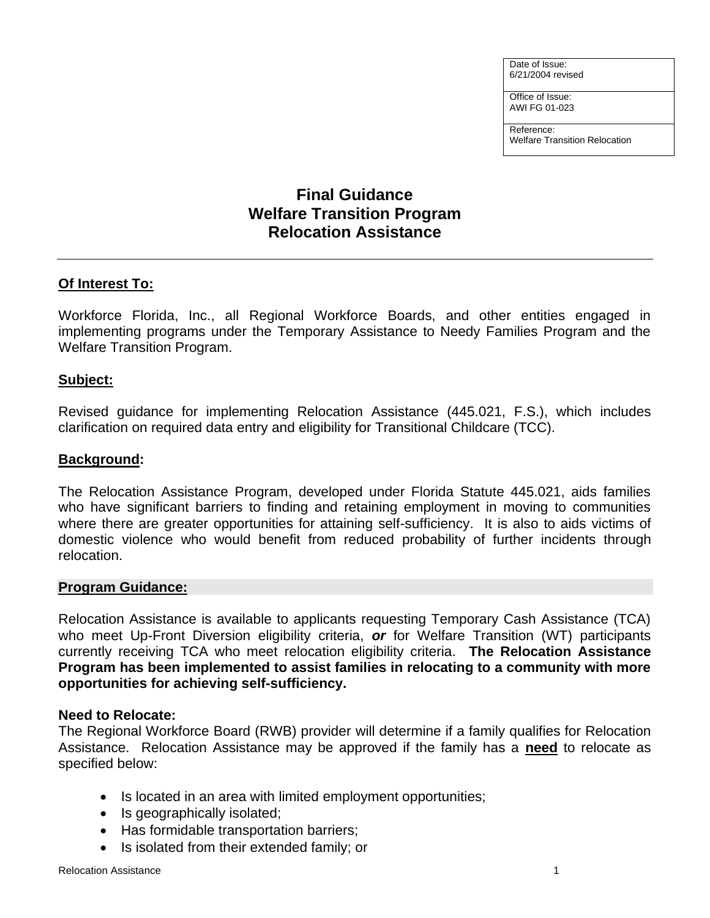| Date of Issue: 6/21/2004 revised |
| --- |
| Office of Issue: AWI FG 01-023 |
| Reference: Welfare Transition Relocation |

# Final Guidance
# Welfare Transition Program
# Relocation Assistance

---

## Of Interest To:

Workforce Florida, Inc., all Regional Workforce Boards, and other entities engaged in implementing programs under the Temporary Assistance to Needy Families Program and the Welfare Transition Program.

## Subject:

Revised guidance for implementing Relocation Assistance (445.021, F.S.), which includes clarification on required data entry and eligibility for Transitional Childcare (TCC).

## Background:

The Relocation Assistance Program, developed under Florida Statute 445.021, aids families who have significant barriers to finding and retaining employment in moving to communities where there are greater opportunities for attaining self-sufficiency. It is also to aids victims of domestic violence who would benefit from reduced probability of further incidents through relocation.

## Program Guidance:

Relocation Assistance is available to applicants requesting Temporary Cash Assistance (TCA) who meet Up-Front Diversion eligibility criteria, ***or*** for Welfare Transition (WT) participants currently receiving TCA who meet relocation eligibility criteria. **The Relocation Assistance Program has been implemented to assist families in relocating to a community with more opportunities for achieving self-sufficiency.**

### Need to Relocate:

The Regional Workforce Board (RWB) provider will determine if a family qualifies for Relocation Assistance. Relocation Assistance may be approved if the family has a **need** to relocate as specified below:

- Is located in an area with limited employment opportunities;
- Is geographically isolated;
- Has formidable transportation barriers;
- Is isolated from their extended family; or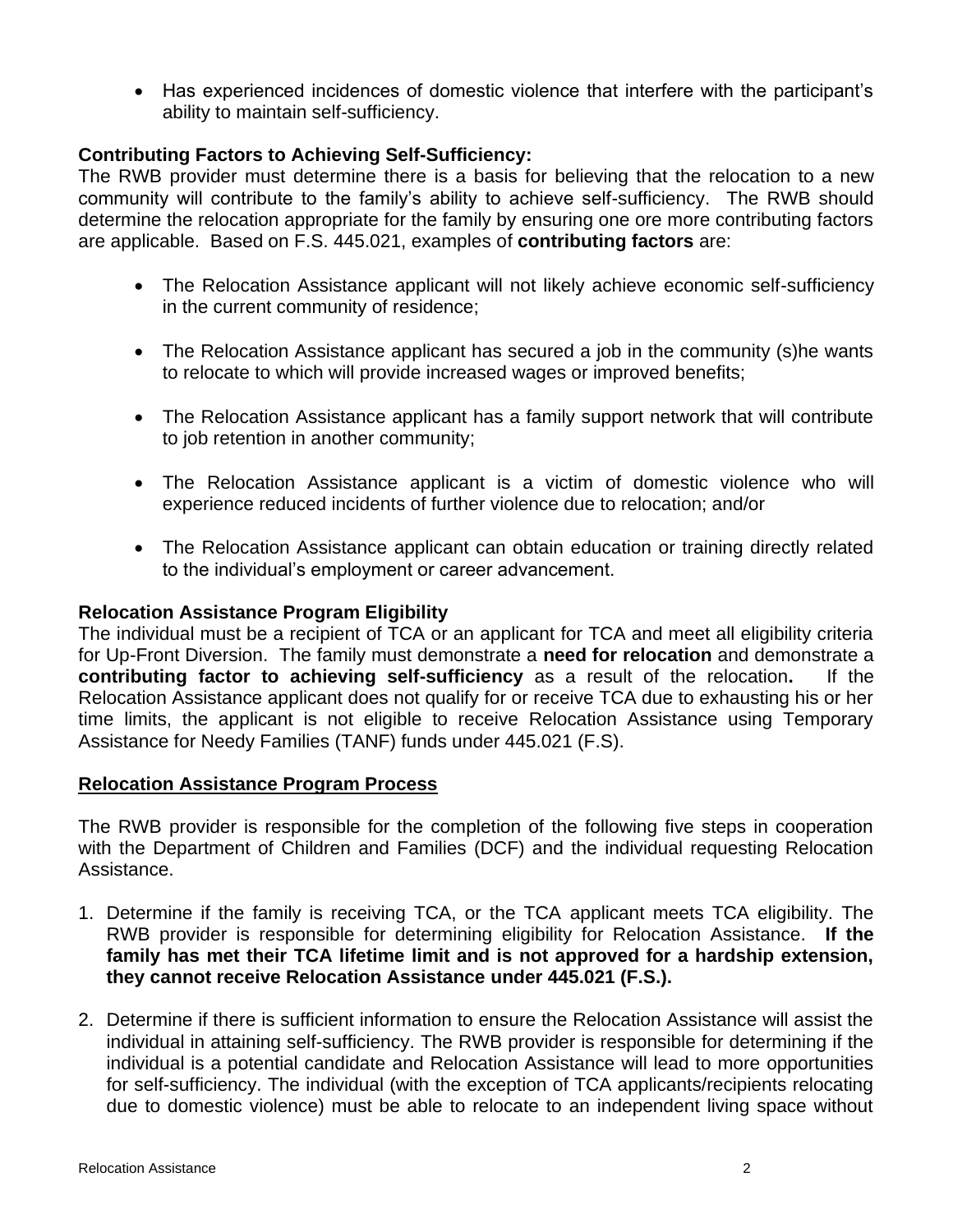- Has experienced incidences of domestic violence that interfere with the participant's ability to maintain self-sufficiency.

**Contributing Factors to Achieving Self-Sufficiency:**
The RWB provider must determine there is a basis for believing that the relocation to a new community will contribute to the family's ability to achieve self-sufficiency. The RWB should determine the relocation appropriate for the family by ensuring one ore more contributing factors are applicable. Based on F.S. 445.021, examples of **contributing factors** are:

- The Relocation Assistance applicant will not likely achieve economic self-sufficiency in the current community of residence;
- The Relocation Assistance applicant has secured a job in the community (s)he wants to relocate to which will provide increased wages or improved benefits;
- The Relocation Assistance applicant has a family support network that will contribute to job retention in another community;
- The Relocation Assistance applicant is a victim of domestic violence who will experience reduced incidents of further violence due to relocation; and/or
- The Relocation Assistance applicant can obtain education or training directly related to the individual's employment or career advancement.

**Relocation Assistance Program Eligibility**
The individual must be a recipient of TCA or an applicant for TCA and meet all eligibility criteria for Up-Front Diversion. The family must demonstrate a **need for relocation** and demonstrate a **contributing factor to achieving self-sufficiency** as a result of the relocation**.** If the Relocation Assistance applicant does not qualify for or receive TCA due to exhausting his or her time limits, the applicant is not eligible to receive Relocation Assistance using Temporary Assistance for Needy Families (TANF) funds under 445.021 (F.S).

## Relocation Assistance Program Process

The RWB provider is responsible for the completion of the following five steps in cooperation with the Department of Children and Families (DCF) and the individual requesting Relocation Assistance.

1. Determine if the family is receiving TCA, or the TCA applicant meets TCA eligibility. The RWB provider is responsible for determining eligibility for Relocation Assistance. **If the family has met their TCA lifetime limit and is not approved for a hardship extension, they cannot receive Relocation Assistance under 445.021 (F.S.).**

2. Determine if there is sufficient information to ensure the Relocation Assistance will assist the individual in attaining self-sufficiency. The RWB provider is responsible for determining if the individual is a potential candidate and Relocation Assistance will lead to more opportunities for self-sufficiency. The individual (with the exception of TCA applicants/recipients relocating due to domestic violence) must be able to relocate to an independent living space without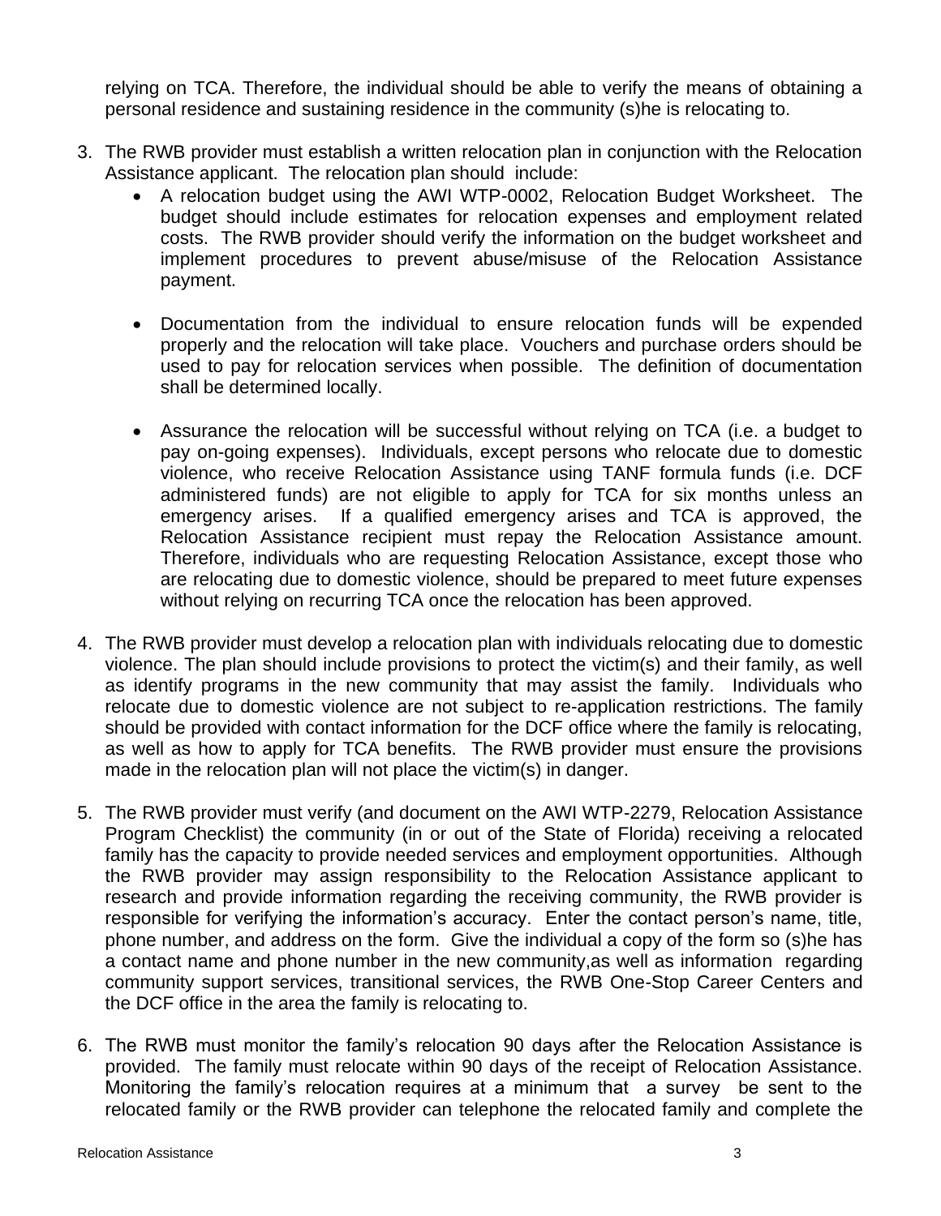relying on TCA. Therefore, the individual should be able to verify the means of obtaining a personal residence and sustaining residence in the community (s)he is relocating to.

3. The RWB provider must establish a written relocation plan in conjunction with the Relocation Assistance applicant. The relocation plan should include:
   - A relocation budget using the AWI WTP-0002, Relocation Budget Worksheet. The budget should include estimates for relocation expenses and employment related costs. The RWB provider should verify the information on the budget worksheet and implement procedures to prevent abuse/misuse of the Relocation Assistance payment.

   - Documentation from the individual to ensure relocation funds will be expended properly and the relocation will take place. Vouchers and purchase orders should be used to pay for relocation services when possible. The definition of documentation shall be determined locally.

   - Assurance the relocation will be successful without relying on TCA (i.e. a budget to pay on-going expenses). Individuals, except persons who relocate due to domestic violence, who receive Relocation Assistance using TANF formula funds (i.e. DCF administered funds) are not eligible to apply for TCA for six months unless an emergency arises. If a qualified emergency arises and TCA is approved, the Relocation Assistance recipient must repay the Relocation Assistance amount. Therefore, individuals who are requesting Relocation Assistance, except those who are relocating due to domestic violence, should be prepared to meet future expenses without relying on recurring TCA once the relocation has been approved.

4. The RWB provider must develop a relocation plan with individuals relocating due to domestic violence. The plan should include provisions to protect the victim(s) and their family, as well as identify programs in the new community that may assist the family. Individuals who relocate due to domestic violence are not subject to re-application restrictions. The family should be provided with contact information for the DCF office where the family is relocating, as well as how to apply for TCA benefits. The RWB provider must ensure the provisions made in the relocation plan will not place the victim(s) in danger.

5. The RWB provider must verify (and document on the AWI WTP-2279, Relocation Assistance Program Checklist) the community (in or out of the State of Florida) receiving a relocated family has the capacity to provide needed services and employment opportunities. Although the RWB provider may assign responsibility to the Relocation Assistance applicant to research and provide information regarding the receiving community, the RWB provider is responsible for verifying the information's accuracy. Enter the contact person's name, title, phone number, and address on the form. Give the individual a copy of the form so (s)he has a contact name and phone number in the new community,as well as information regarding community support services, transitional services, the RWB One-Stop Career Centers and the DCF office in the area the family is relocating to.

6. The RWB must monitor the family's relocation 90 days after the Relocation Assistance is provided. The family must relocate within 90 days of the receipt of Relocation Assistance. Monitoring the family's relocation requires at a minimum that a survey be sent to the relocated family or the RWB provider can telephone the relocated family and complete the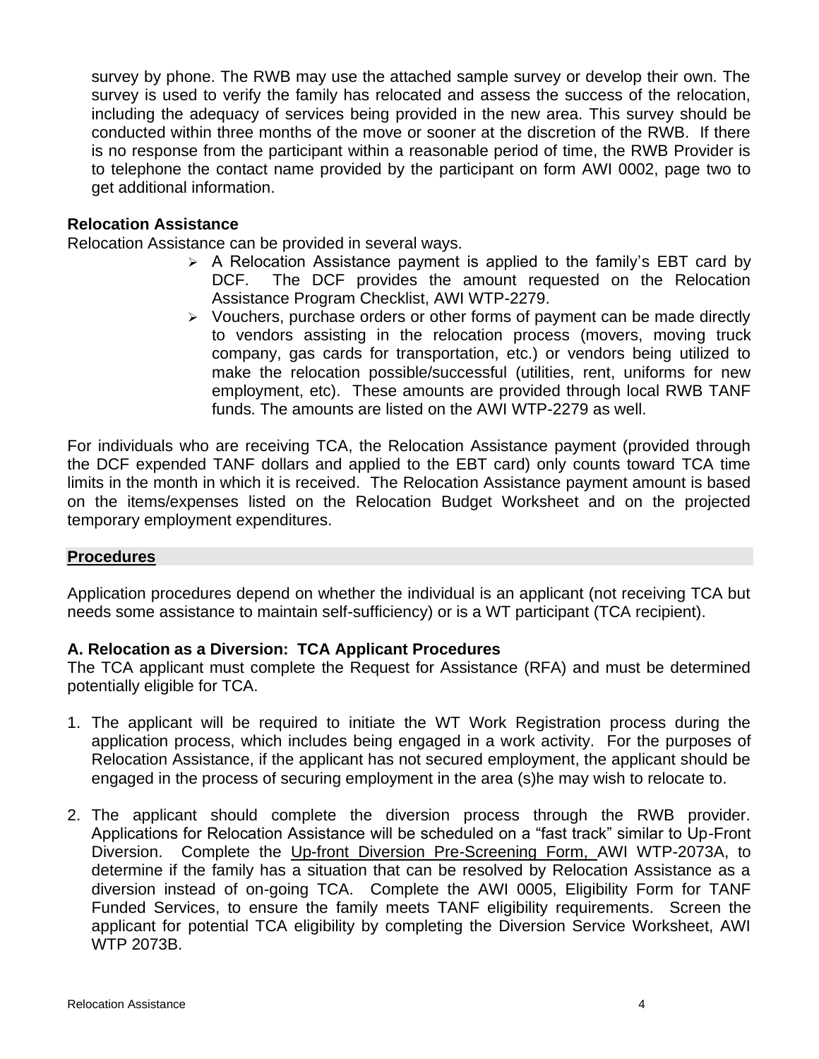survey by phone. The RWB may use the attached sample survey or develop their own. The survey is used to verify the family has relocated and assess the success of the relocation, including the adequacy of services being provided in the new area. This survey should be conducted within three months of the move or sooner at the discretion of the RWB. If there is no response from the participant within a reasonable period of time, the RWB Provider is to telephone the contact name provided by the participant on form AWI 0002, page two to get additional information.

**Relocation Assistance**

Relocation Assistance can be provided in several ways.

- A Relocation Assistance payment is applied to the family's EBT card by DCF. The DCF provides the amount requested on the Relocation Assistance Program Checklist, AWI WTP-2279.
- Vouchers, purchase orders or other forms of payment can be made directly to vendors assisting in the relocation process (movers, moving truck company, gas cards for transportation, etc.) or vendors being utilized to make the relocation possible/successful (utilities, rent, uniforms for new employment, etc). These amounts are provided through local RWB TANF funds. The amounts are listed on the AWI WTP-2279 as well.

For individuals who are receiving TCA, the Relocation Assistance payment (provided through the DCF expended TANF dollars and applied to the EBT card) only counts toward TCA time limits in the month in which it is received. The Relocation Assistance payment amount is based on the items/expenses listed on the Relocation Budget Worksheet and on the projected temporary employment expenditures.

## Procedures

Application procedures depend on whether the individual is an applicant (not receiving TCA but needs some assistance to maintain self-sufficiency) or is a WT participant (TCA recipient).

### A. Relocation as a Diversion: TCA Applicant Procedures

The TCA applicant must complete the Request for Assistance (RFA) and must be determined potentially eligible for TCA.

1. The applicant will be required to initiate the WT Work Registration process during the application process, which includes being engaged in a work activity. For the purposes of Relocation Assistance, if the applicant has not secured employment, the applicant should be engaged in the process of securing employment in the area (s)he may wish to relocate to.

2. The applicant should complete the diversion process through the RWB provider. Applications for Relocation Assistance will be scheduled on a "fast track" similar to Up-Front Diversion. Complete the Up-front Diversion Pre-Screening Form, AWI WTP-2073A, to determine if the family has a situation that can be resolved by Relocation Assistance as a diversion instead of on-going TCA. Complete the AWI 0005, Eligibility Form for TANF Funded Services, to ensure the family meets TANF eligibility requirements. Screen the applicant for potential TCA eligibility by completing the Diversion Service Worksheet, AWI WTP 2073B.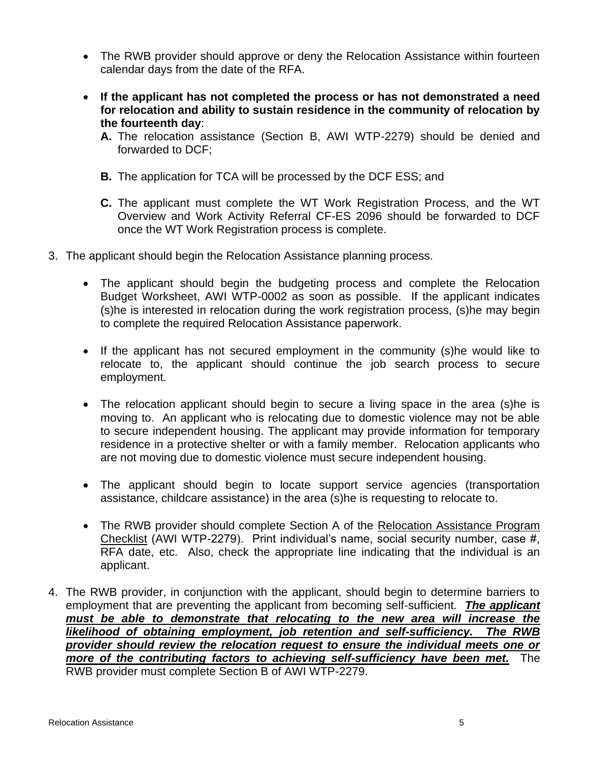- The RWB provider should approve or deny the Relocation Assistance within fourteen calendar days from the date of the RFA.

- **If the applicant has not completed the process or has not demonstrated a need for relocation and ability to sustain residence in the community of relocation by the fourteenth day**:
  - **A.** The relocation assistance (Section B, AWI WTP-2279) should be denied and forwarded to DCF;
  - **B.** The application for TCA will be processed by the DCF ESS; and
  - **C.** The applicant must complete the WT Work Registration Process, and the WT Overview and Work Activity Referral CF-ES 2096 should be forwarded to DCF once the WT Work Registration process is complete.

3. The applicant should begin the Relocation Assistance planning process.

   - The applicant should begin the budgeting process and complete the Relocation Budget Worksheet, AWI WTP-0002 as soon as possible. If the applicant indicates (s)he is interested in relocation during the work registration process, (s)he may begin to complete the required Relocation Assistance paperwork.

   - If the applicant has not secured employment in the community (s)he would like to relocate to, the applicant should continue the job search process to secure employment.

   - The relocation applicant should begin to secure a living space in the area (s)he is moving to. An applicant who is relocating due to domestic violence may not be able to secure independent housing. The applicant may provide information for temporary residence in a protective shelter or with a family member. Relocation applicants who are not moving due to domestic violence must secure independent housing.

   - The applicant should begin to locate support service agencies (transportation assistance, childcare assistance) in the area (s)he is requesting to relocate to.

   - The RWB provider should complete Section A of the <u>Relocation Assistance Program Checklist</u> (AWI WTP-2279). Print individual's name, social security number, case #, RFA date, etc. Also, check the appropriate line indicating that the individual is an applicant.

4. The RWB provider, in conjunction with the applicant, should begin to determine barriers to employment that are preventing the applicant from becoming self-sufficient. ***<u>The applicant must be able to demonstrate that relocating to the new area will increase the likelihood of obtaining employment, job retention and self-sufficiency. The RWB provider should review the relocation request to ensure the individual meets one or more of the contributing factors to achieving self-sufficiency have been met.</u>*** The RWB provider must complete Section B of AWI WTP-2279.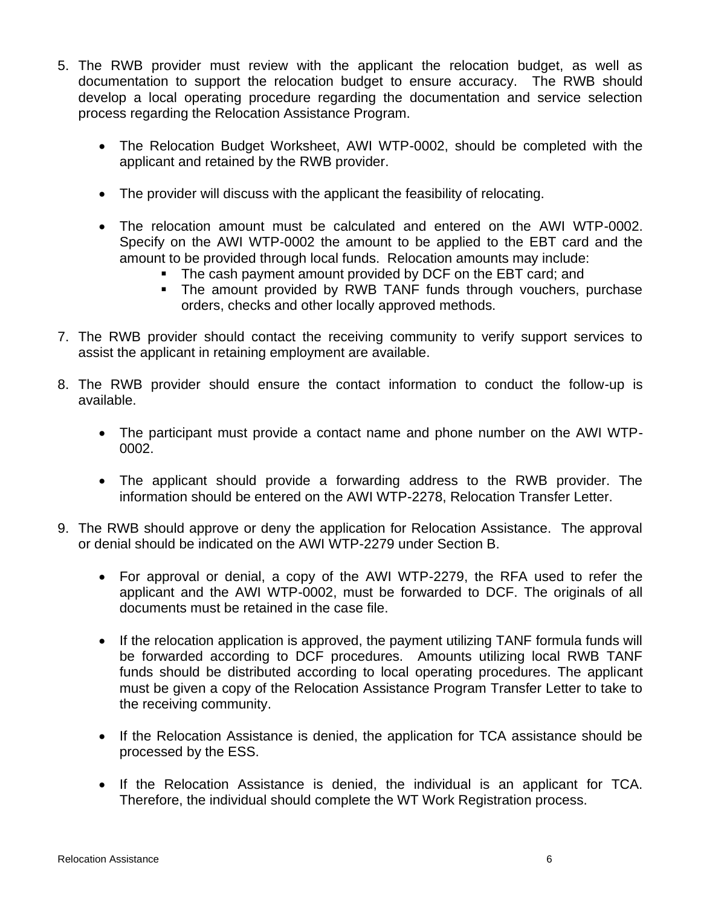5. The RWB provider must review with the applicant the relocation budget, as well as documentation to support the relocation budget to ensure accuracy. The RWB should develop a local operating procedure regarding the documentation and service selection process regarding the Relocation Assistance Program.

   - The Relocation Budget Worksheet, AWI WTP-0002, should be completed with the applicant and retained by the RWB provider.

   - The provider will discuss with the applicant the feasibility of relocating.

   - The relocation amount must be calculated and entered on the AWI WTP-0002. Specify on the AWI WTP-0002 the amount to be applied to the EBT card and the amount to be provided through local funds. Relocation amounts may include:
     - The cash payment amount provided by DCF on the EBT card; and
     - The amount provided by RWB TANF funds through vouchers, purchase orders, checks and other locally approved methods.

7. The RWB provider should contact the receiving community to verify support services to assist the applicant in retaining employment are available.

8. The RWB provider should ensure the contact information to conduct the follow-up is available.

   - The participant must provide a contact name and phone number on the AWI WTP-0002.

   - The applicant should provide a forwarding address to the RWB provider. The information should be entered on the AWI WTP-2278, Relocation Transfer Letter.

9. The RWB should approve or deny the application for Relocation Assistance. The approval or denial should be indicated on the AWI WTP-2279 under Section B.

   - For approval or denial, a copy of the AWI WTP-2279, the RFA used to refer the applicant and the AWI WTP-0002, must be forwarded to DCF. The originals of all documents must be retained in the case file.

   - If the relocation application is approved, the payment utilizing TANF formula funds will be forwarded according to DCF procedures. Amounts utilizing local RWB TANF funds should be distributed according to local operating procedures. The applicant must be given a copy of the Relocation Assistance Program Transfer Letter to take to the receiving community.

   - If the Relocation Assistance is denied, the application for TCA assistance should be processed by the ESS.

   - If the Relocation Assistance is denied, the individual is an applicant for TCA. Therefore, the individual should complete the WT Work Registration process.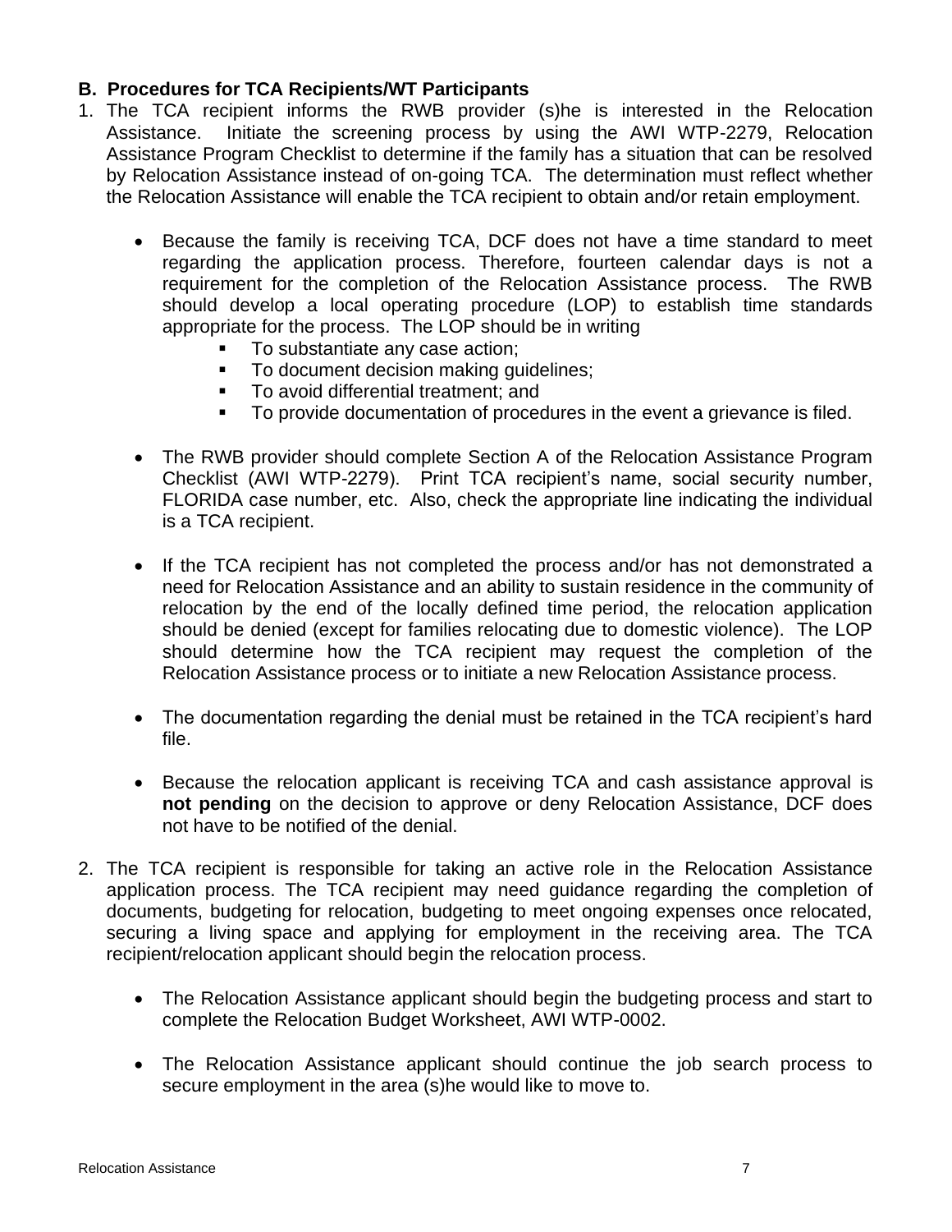### B. Procedures for TCA Recipients/WT Participants

1. The TCA recipient informs the RWB provider (s)he is interested in the Relocation Assistance. Initiate the screening process by using the AWI WTP-2279, Relocation Assistance Program Checklist to determine if the family has a situation that can be resolved by Relocation Assistance instead of on-going TCA. The determination must reflect whether the Relocation Assistance will enable the TCA recipient to obtain and/or retain employment.

   - Because the family is receiving TCA, DCF does not have a time standard to meet regarding the application process. Therefore, fourteen calendar days is not a requirement for the completion of the Relocation Assistance process. The RWB should develop a local operating procedure (LOP) to establish time standards appropriate for the process. The LOP should be in writing
     - To substantiate any case action;
     - To document decision making guidelines;
     - To avoid differential treatment; and
     - To provide documentation of procedures in the event a grievance is filed.

   - The RWB provider should complete Section A of the Relocation Assistance Program Checklist (AWI WTP-2279). Print TCA recipient's name, social security number, FLORIDA case number, etc. Also, check the appropriate line indicating the individual is a TCA recipient.

   - If the TCA recipient has not completed the process and/or has not demonstrated a need for Relocation Assistance and an ability to sustain residence in the community of relocation by the end of the locally defined time period, the relocation application should be denied (except for families relocating due to domestic violence). The LOP should determine how the TCA recipient may request the completion of the Relocation Assistance process or to initiate a new Relocation Assistance process.

   - The documentation regarding the denial must be retained in the TCA recipient's hard file.

   - Because the relocation applicant is receiving TCA and cash assistance approval is **not pending** on the decision to approve or deny Relocation Assistance, DCF does not have to be notified of the denial.

2. The TCA recipient is responsible for taking an active role in the Relocation Assistance application process. The TCA recipient may need guidance regarding the completion of documents, budgeting for relocation, budgeting to meet ongoing expenses once relocated, securing a living space and applying for employment in the receiving area. The TCA recipient/relocation applicant should begin the relocation process.

   - The Relocation Assistance applicant should begin the budgeting process and start to complete the Relocation Budget Worksheet, AWI WTP-0002.

   - The Relocation Assistance applicant should continue the job search process to secure employment in the area (s)he would like to move to.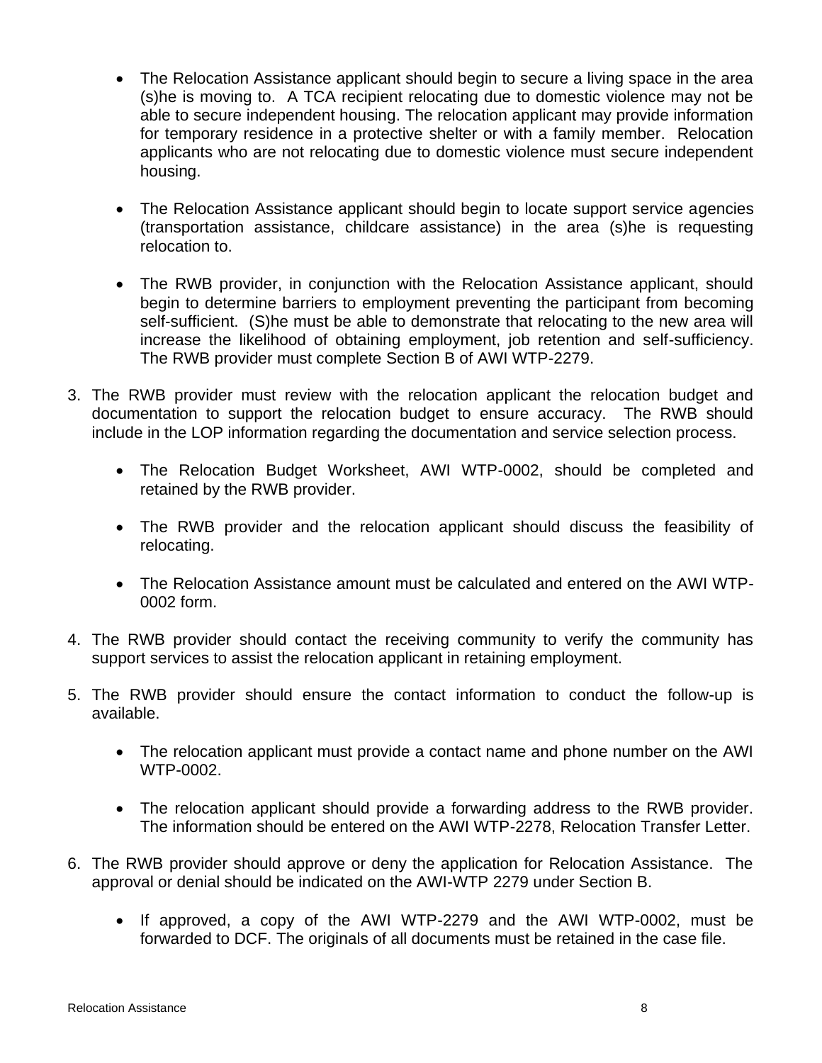- The Relocation Assistance applicant should begin to secure a living space in the area (s)he is moving to. A TCA recipient relocating due to domestic violence may not be able to secure independent housing. The relocation applicant may provide information for temporary residence in a protective shelter or with a family member. Relocation applicants who are not relocating due to domestic violence must secure independent housing.

- The Relocation Assistance applicant should begin to locate support service agencies (transportation assistance, childcare assistance) in the area (s)he is requesting relocation to.

- The RWB provider, in conjunction with the Relocation Assistance applicant, should begin to determine barriers to employment preventing the participant from becoming self-sufficient. (S)he must be able to demonstrate that relocating to the new area will increase the likelihood of obtaining employment, job retention and self-sufficiency. The RWB provider must complete Section B of AWI WTP-2279.

3. The RWB provider must review with the relocation applicant the relocation budget and documentation to support the relocation budget to ensure accuracy. The RWB should include in the LOP information regarding the documentation and service selection process.

   - The Relocation Budget Worksheet, AWI WTP-0002, should be completed and retained by the RWB provider.

   - The RWB provider and the relocation applicant should discuss the feasibility of relocating.

   - The Relocation Assistance amount must be calculated and entered on the AWI WTP-0002 form.

4. The RWB provider should contact the receiving community to verify the community has support services to assist the relocation applicant in retaining employment.

5. The RWB provider should ensure the contact information to conduct the follow-up is available.

   - The relocation applicant must provide a contact name and phone number on the AWI WTP-0002.

   - The relocation applicant should provide a forwarding address to the RWB provider. The information should be entered on the AWI WTP-2278, Relocation Transfer Letter.

6. The RWB provider should approve or deny the application for Relocation Assistance. The approval or denial should be indicated on the AWI-WTP 2279 under Section B.

   - If approved, a copy of the AWI WTP-2279 and the AWI WTP-0002, must be forwarded to DCF. The originals of all documents must be retained in the case file.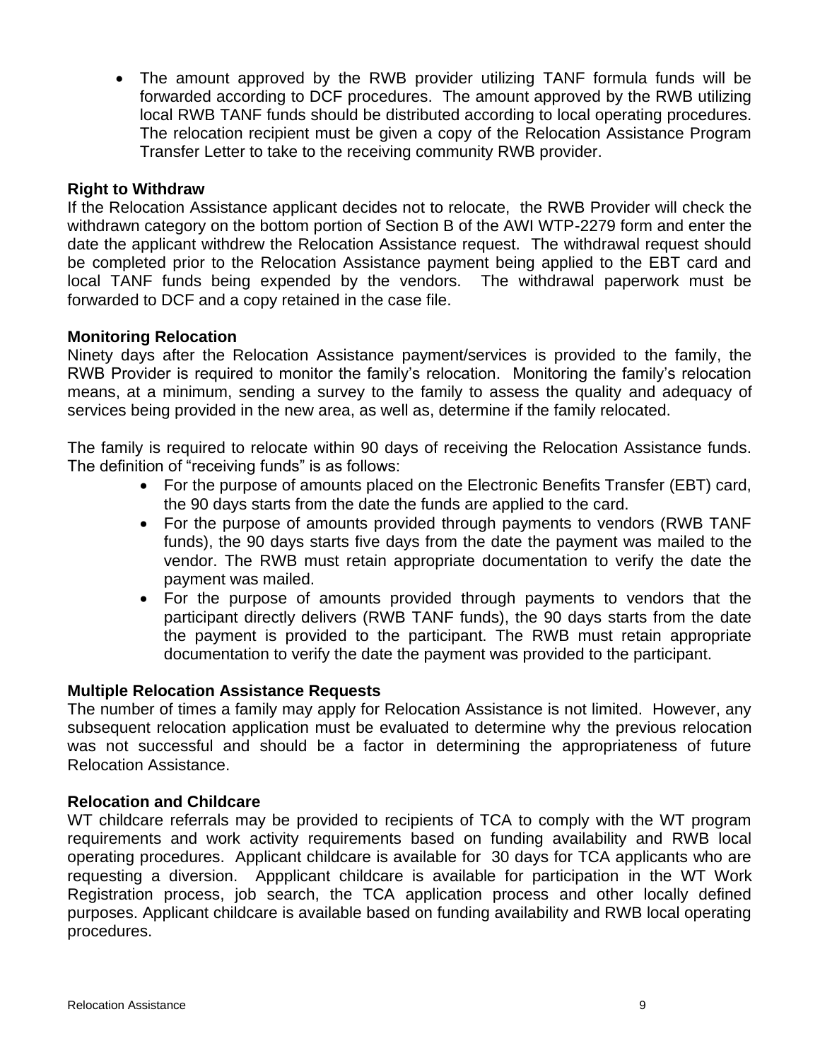- The amount approved by the RWB provider utilizing TANF formula funds will be forwarded according to DCF procedures. The amount approved by the RWB utilizing local RWB TANF funds should be distributed according to local operating procedures. The relocation recipient must be given a copy of the Relocation Assistance Program Transfer Letter to take to the receiving community RWB provider.

**Right to Withdraw**

If the Relocation Assistance applicant decides not to relocate, the RWB Provider will check the withdrawn category on the bottom portion of Section B of the AWI WTP-2279 form and enter the date the applicant withdrew the Relocation Assistance request. The withdrawal request should be completed prior to the Relocation Assistance payment being applied to the EBT card and local TANF funds being expended by the vendors. The withdrawal paperwork must be forwarded to DCF and a copy retained in the case file.

**Monitoring Relocation**

Ninety days after the Relocation Assistance payment/services is provided to the family, the RWB Provider is required to monitor the family's relocation. Monitoring the family's relocation means, at a minimum, sending a survey to the family to assess the quality and adequacy of services being provided in the new area, as well as, determine if the family relocated.

The family is required to relocate within 90 days of receiving the Relocation Assistance funds. The definition of "receiving funds" is as follows:

- For the purpose of amounts placed on the Electronic Benefits Transfer (EBT) card, the 90 days starts from the date the funds are applied to the card.
- For the purpose of amounts provided through payments to vendors (RWB TANF funds), the 90 days starts five days from the date the payment was mailed to the vendor. The RWB must retain appropriate documentation to verify the date the payment was mailed.
- For the purpose of amounts provided through payments to vendors that the participant directly delivers (RWB TANF funds), the 90 days starts from the date the payment is provided to the participant. The RWB must retain appropriate documentation to verify the date the payment was provided to the participant.

**Multiple Relocation Assistance Requests**

The number of times a family may apply for Relocation Assistance is not limited. However, any subsequent relocation application must be evaluated to determine why the previous relocation was not successful and should be a factor in determining the appropriateness of future Relocation Assistance.

**Relocation and Childcare**

WT childcare referrals may be provided to recipients of TCA to comply with the WT program requirements and work activity requirements based on funding availability and RWB local operating procedures. Applicant childcare is available for 30 days for TCA applicants who are requesting a diversion. Appplicant childcare is available for participation in the WT Work Registration process, job search, the TCA application process and other locally defined purposes. Applicant childcare is available based on funding availability and RWB local operating procedures.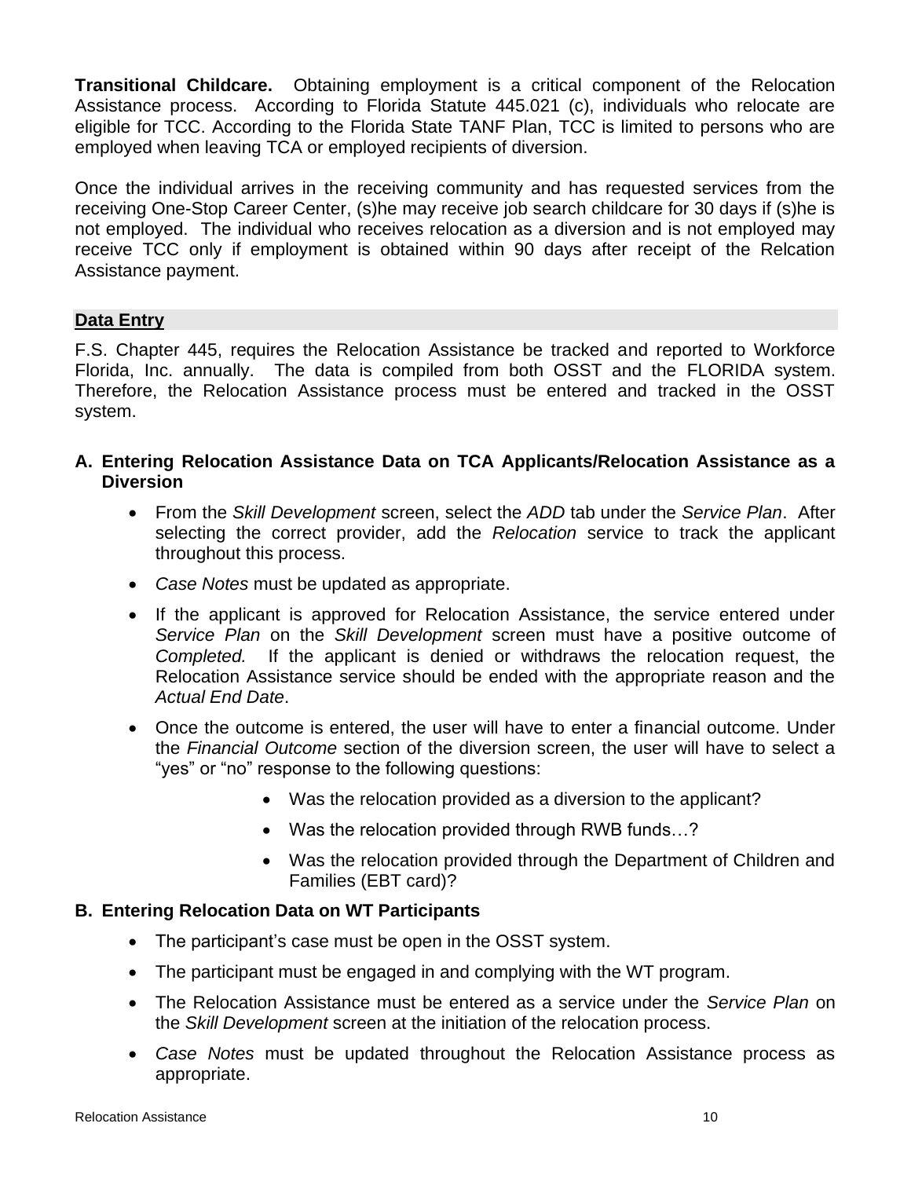**Transitional Childcare.** Obtaining employment is a critical component of the Relocation Assistance process. According to Florida Statute 445.021 (c), individuals who relocate are eligible for TCC. According to the Florida State TANF Plan, TCC is limited to persons who are employed when leaving TCA or employed recipients of diversion.

Once the individual arrives in the receiving community and has requested services from the receiving One-Stop Career Center, (s)he may receive job search childcare for 30 days if (s)he is not employed. The individual who receives relocation as a diversion and is not employed may receive TCC only if employment is obtained within 90 days after receipt of the Relcation Assistance payment.

## Data Entry

F.S. Chapter 445, requires the Relocation Assistance be tracked and reported to Workforce Florida, Inc. annually. The data is compiled from both OSST and the FLORIDA system. Therefore, the Relocation Assistance process must be entered and tracked in the OSST system.

### A. Entering Relocation Assistance Data on TCA Applicants/Relocation Assistance as a Diversion

- From the *Skill Development* screen, select the *ADD* tab under the *Service Plan*. After selecting the correct provider, add the *Relocation* service to track the applicant throughout this process.
- *Case Notes* must be updated as appropriate.
- If the applicant is approved for Relocation Assistance, the service entered under *Service Plan* on the *Skill Development* screen must have a positive outcome of *Completed.* If the applicant is denied or withdraws the relocation request, the Relocation Assistance service should be ended with the appropriate reason and the *Actual End Date*.
- Once the outcome is entered, the user will have to enter a financial outcome. Under the *Financial Outcome* section of the diversion screen, the user will have to select a "yes" or "no" response to the following questions:
  - Was the relocation provided as a diversion to the applicant?
  - Was the relocation provided through RWB funds…?
  - Was the relocation provided through the Department of Children and Families (EBT card)?

### B. Entering Relocation Data on WT Participants

- The participant's case must be open in the OSST system.
- The participant must be engaged in and complying with the WT program.
- The Relocation Assistance must be entered as a service under the *Service Plan* on the *Skill Development* screen at the initiation of the relocation process.
- *Case Notes* must be updated throughout the Relocation Assistance process as appropriate.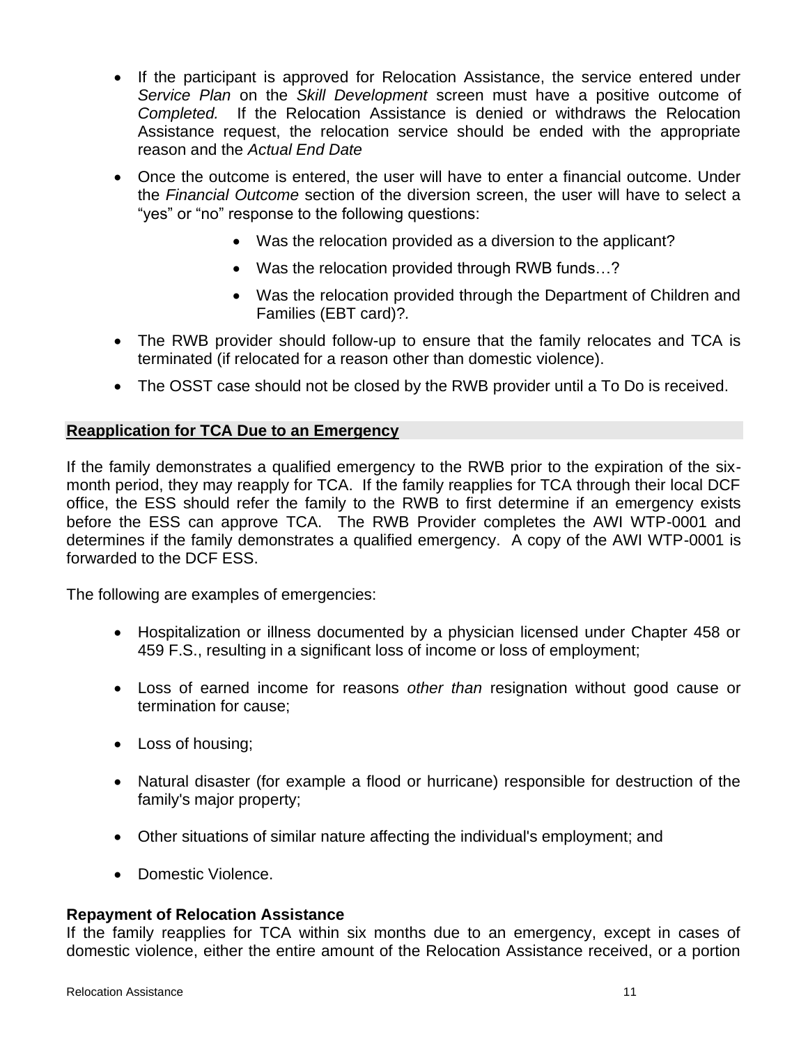- If the participant is approved for Relocation Assistance, the service entered under *Service Plan* on the *Skill Development* screen must have a positive outcome of *Completed.* If the Relocation Assistance is denied or withdraws the Relocation Assistance request, the relocation service should be ended with the appropriate reason and the *Actual End Date*
- Once the outcome is entered, the user will have to enter a financial outcome. Under the *Financial Outcome* section of the diversion screen, the user will have to select a "yes" or "no" response to the following questions:
  - Was the relocation provided as a diversion to the applicant?
  - Was the relocation provided through RWB funds…?
  - Was the relocation provided through the Department of Children and Families (EBT card)?.
- The RWB provider should follow-up to ensure that the family relocates and TCA is terminated (if relocated for a reason other than domestic violence).
- The OSST case should not be closed by the RWB provider until a To Do is received.

## Reapplication for TCA Due to an Emergency

If the family demonstrates a qualified emergency to the RWB prior to the expiration of the six-month period, they may reapply for TCA. If the family reapplies for TCA through their local DCF office, the ESS should refer the family to the RWB to first determine if an emergency exists before the ESS can approve TCA. The RWB Provider completes the AWI WTP-0001 and determines if the family demonstrates a qualified emergency. A copy of the AWI WTP-0001 is forwarded to the DCF ESS.

The following are examples of emergencies:

- Hospitalization or illness documented by a physician licensed under Chapter 458 or 459 F.S., resulting in a significant loss of income or loss of employment;
- Loss of earned income for reasons *other than* resignation without good cause or termination for cause;
- Loss of housing;
- Natural disaster (for example a flood or hurricane) responsible for destruction of the family's major property;
- Other situations of similar nature affecting the individual's employment; and
- Domestic Violence.

### Repayment of Relocation Assistance

If the family reapplies for TCA within six months due to an emergency, except in cases of domestic violence, either the entire amount of the Relocation Assistance received, or a portion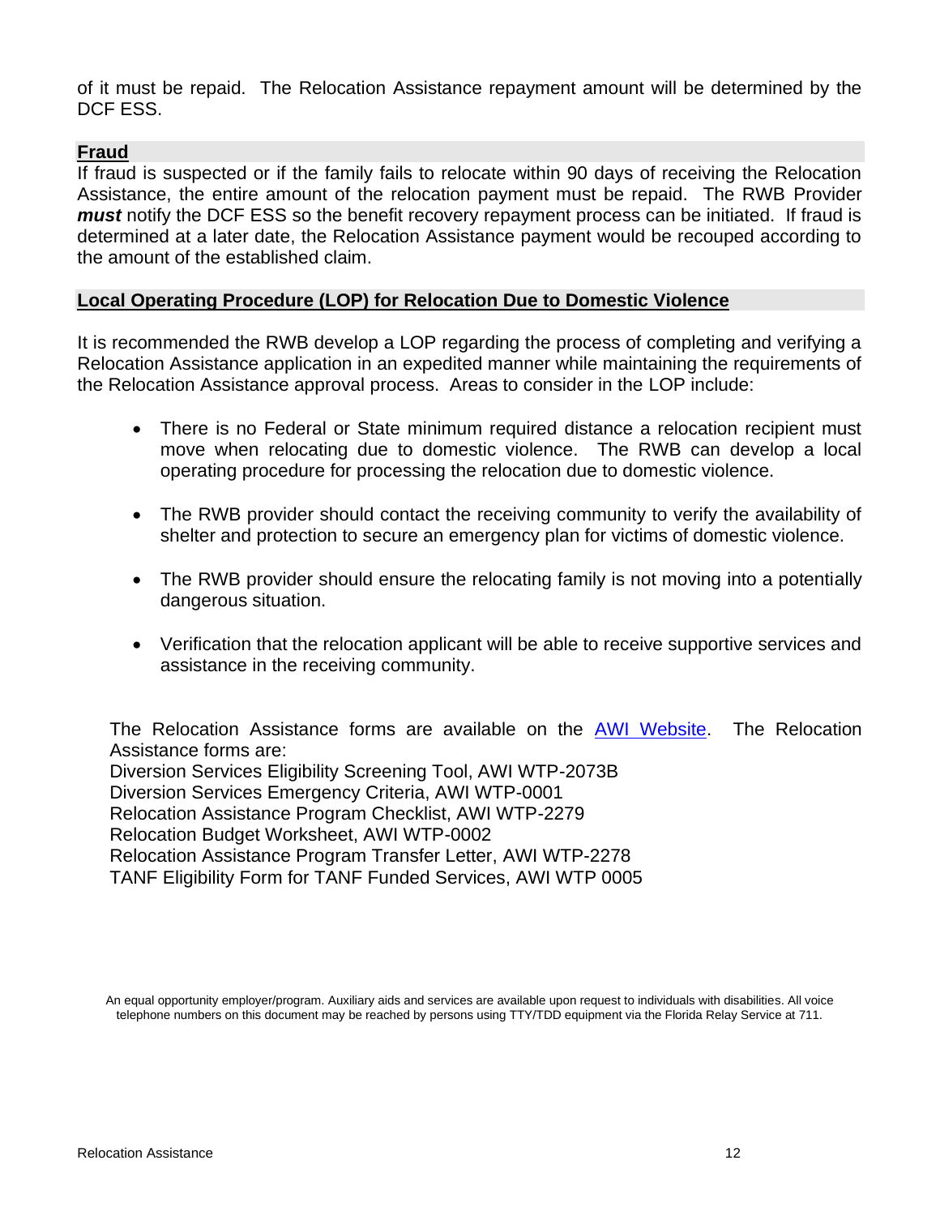of it must be repaid. The Relocation Assistance repayment amount will be determined by the DCF ESS.

## Fraud

If fraud is suspected or if the family fails to relocate within 90 days of receiving the Relocation Assistance, the entire amount of the relocation payment must be repaid. The RWB Provider ***must*** notify the DCF ESS so the benefit recovery repayment process can be initiated. If fraud is determined at a later date, the Relocation Assistance payment would be recouped according to the amount of the established claim.

## Local Operating Procedure (LOP) for Relocation Due to Domestic Violence

It is recommended the RWB develop a LOP regarding the process of completing and verifying a Relocation Assistance application in an expedited manner while maintaining the requirements of the Relocation Assistance approval process. Areas to consider in the LOP include:

- There is no Federal or State minimum required distance a relocation recipient must move when relocating due to domestic violence. The RWB can develop a local operating procedure for processing the relocation due to domestic violence.
- The RWB provider should contact the receiving community to verify the availability of shelter and protection to secure an emergency plan for victims of domestic violence.
- The RWB provider should ensure the relocating family is not moving into a potentially dangerous situation.
- Verification that the relocation applicant will be able to receive supportive services and assistance in the receiving community.

The Relocation Assistance forms are available on the [AWI Website](). The Relocation Assistance forms are:

Diversion Services Eligibility Screening Tool, AWI WTP-2073B
Diversion Services Emergency Criteria, AWI WTP-0001
Relocation Assistance Program Checklist, AWI WTP-2279
Relocation Budget Worksheet, AWI WTP-0002
Relocation Assistance Program Transfer Letter, AWI WTP-2278
TANF Eligibility Form for TANF Funded Services, AWI WTP 0005

An equal opportunity employer/program. Auxiliary aids and services are available upon request to individuals with disabilities. All voice telephone numbers on this document may be reached by persons using TTY/TDD equipment via the Florida Relay Service at 711.